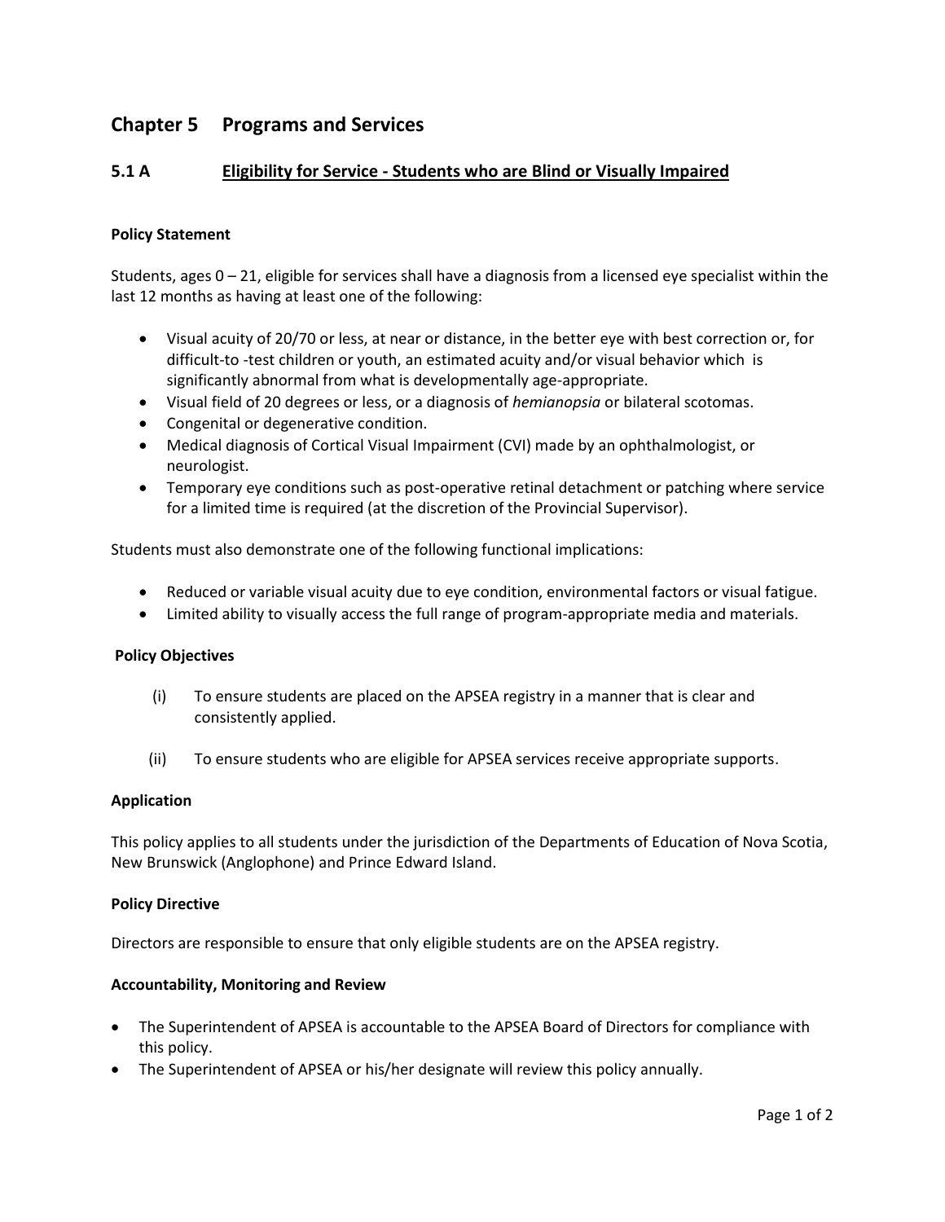# Chapter 5 Programs and Services

## 5.1 A Eligibility for Service - Students who are Blind or Visually Impaired

**Policy Statement**

Students, ages 0 – 21, eligible for services shall have a diagnosis from a licensed eye specialist within the last 12 months as having at least one of the following:

- Visual acuity of 20/70 or less, at near or distance, in the better eye with best correction or, for difficult-to -test children or youth, an estimated acuity and/or visual behavior which is significantly abnormal from what is developmentally age-appropriate.
- Visual field of 20 degrees or less, or a diagnosis of *hemianopsia* or bilateral scotomas.
- Congenital or degenerative condition.
- Medical diagnosis of Cortical Visual Impairment (CVI) made by an ophthalmologist, or neurologist.
- Temporary eye conditions such as post-operative retinal detachment or patching where service for a limited time is required (at the discretion of the Provincial Supervisor).

Students must also demonstrate one of the following functional implications:

- Reduced or variable visual acuity due to eye condition, environmental factors or visual fatigue.
- Limited ability to visually access the full range of program-appropriate media and materials.

**Policy Objectives**

(i) To ensure students are placed on the APSEA registry in a manner that is clear and consistently applied.

(ii) To ensure students who are eligible for APSEA services receive appropriate supports.

**Application**

This policy applies to all students under the jurisdiction of the Departments of Education of Nova Scotia, New Brunswick (Anglophone) and Prince Edward Island.

**Policy Directive**

Directors are responsible to ensure that only eligible students are on the APSEA registry.

**Accountability, Monitoring and Review**

- The Superintendent of APSEA is accountable to the APSEA Board of Directors for compliance with this policy.
- The Superintendent of APSEA or his/her designate will review this policy annually.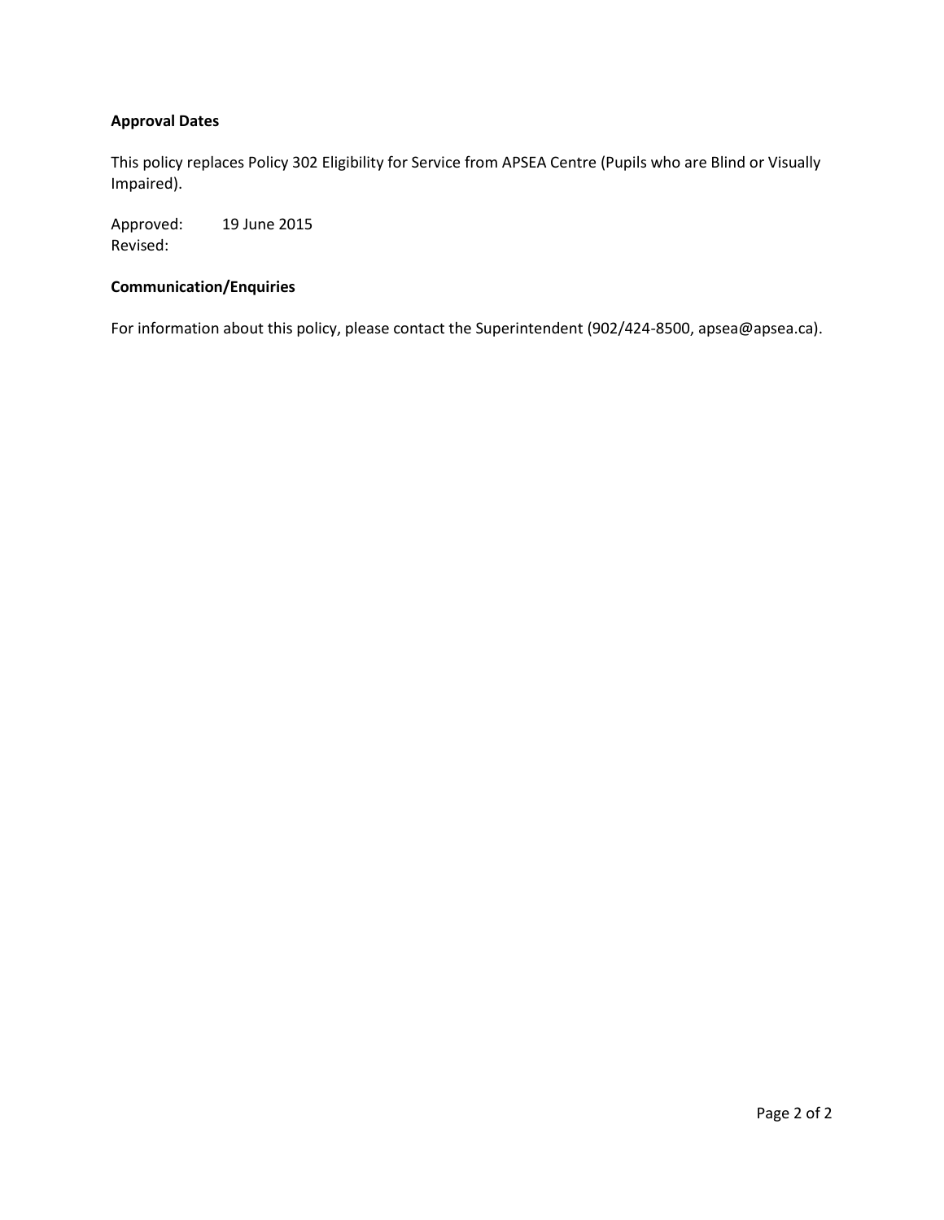**Approval Dates**

This policy replaces Policy 302 Eligibility for Service from APSEA Centre (Pupils who are Blind or Visually Impaired).

Approved: 19 June 2015
Revised:

**Communication/Enquiries**

For information about this policy, please contact the Superintendent (902/424-8500, apsea@apsea.ca).